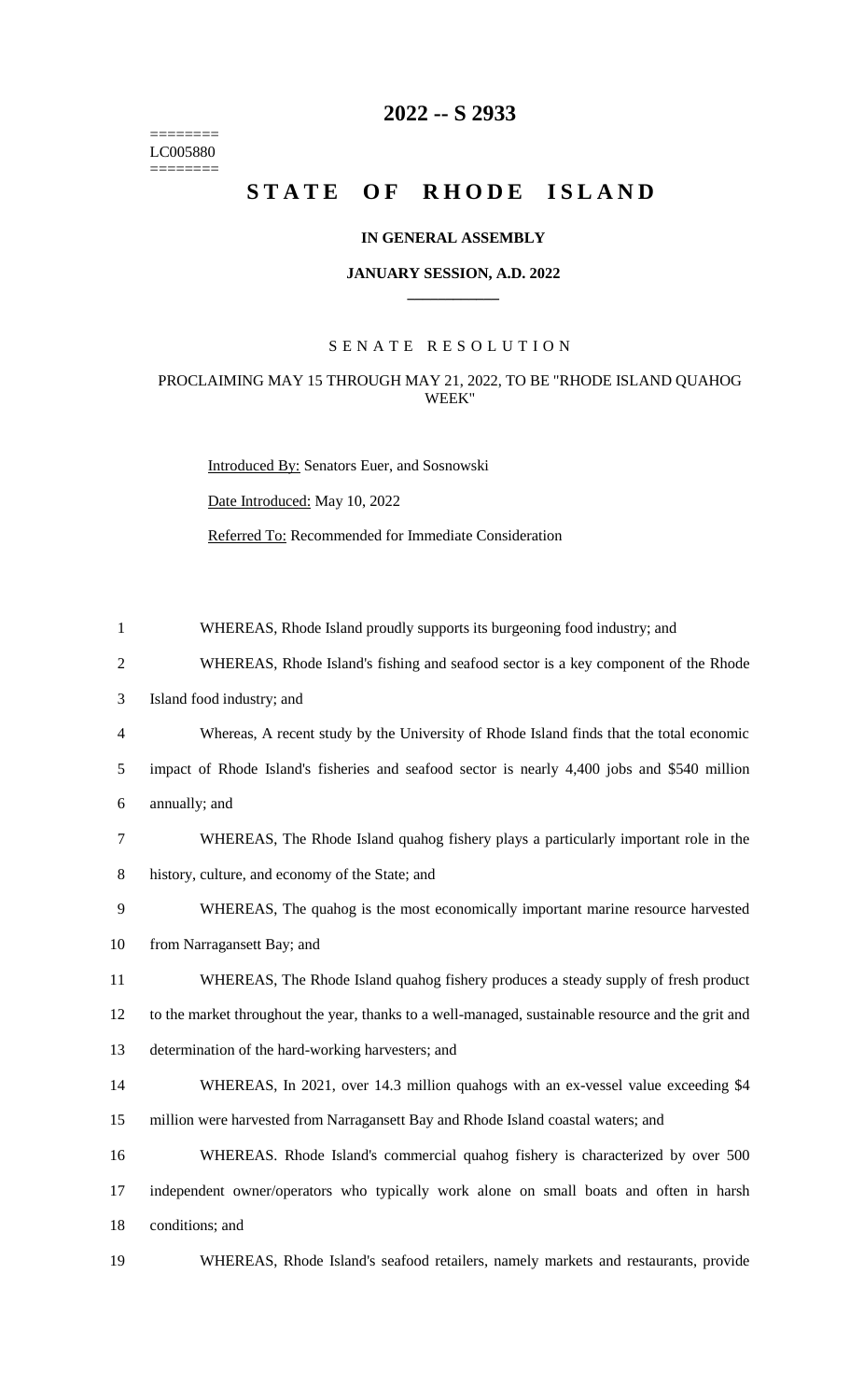========
LC005880
========

# 2022 -- S 2933

# STATE OF RHODE ISLAND

**IN GENERAL ASSEMBLY**

**JANUARY SESSION, A.D. 2022**

SENATE RESOLUTION

PROCLAIMING MAY 15 THROUGH MAY 21, 2022, TO BE "RHODE ISLAND QUAHOG WEEK"

Introduced By: Senators Euer, and Sosnowski

Date Introduced: May 10, 2022

Referred To: Recommended for Immediate Consideration

WHEREAS, Rhode Island proudly supports its burgeoning food industry; and

WHEREAS, Rhode Island's fishing and seafood sector is a key component of the Rhode Island food industry; and

Whereas, A recent study by the University of Rhode Island finds that the total economic impact of Rhode Island's fisheries and seafood sector is nearly 4,400 jobs and $540 million annually; and

WHEREAS, The Rhode Island quahog fishery plays a particularly important role in the history, culture, and economy of the State; and

WHEREAS, The quahog is the most economically important marine resource harvested from Narragansett Bay; and

WHEREAS, The Rhode Island quahog fishery produces a steady supply of fresh product to the market throughout the year, thanks to a well-managed, sustainable resource and the grit and determination of the hard-working harvesters; and

WHEREAS, In 2021, over 14.3 million quahogs with an ex-vessel value exceeding $4 million were harvested from Narragansett Bay and Rhode Island coastal waters; and

WHEREAS. Rhode Island's commercial quahog fishery is characterized by over 500 independent owner/operators who typically work alone on small boats and often in harsh conditions; and

WHEREAS, Rhode Island's seafood retailers, namely markets and restaurants, provide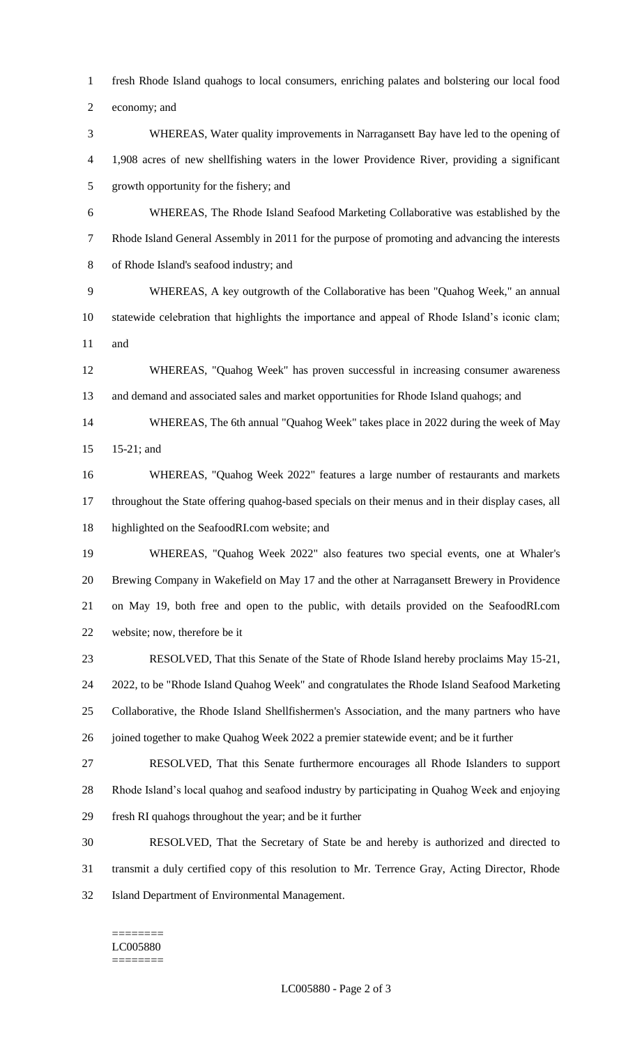fresh Rhode Island quahogs to local consumers, enriching palates and bolstering our local food economy; and

WHEREAS, Water quality improvements in Narragansett Bay have led to the opening of 1,908 acres of new shellfishing waters in the lower Providence River, providing a significant growth opportunity for the fishery; and

WHEREAS, The Rhode Island Seafood Marketing Collaborative was established by the Rhode Island General Assembly in 2011 for the purpose of promoting and advancing the interests of Rhode Island's seafood industry; and

WHEREAS, A key outgrowth of the Collaborative has been "Quahog Week," an annual statewide celebration that highlights the importance and appeal of Rhode Island's iconic clam; and

WHEREAS, "Quahog Week" has proven successful in increasing consumer awareness and demand and associated sales and market opportunities for Rhode Island quahogs; and

WHEREAS, The 6th annual "Quahog Week" takes place in 2022 during the week of May 15-21; and

WHEREAS, "Quahog Week 2022" features a large number of restaurants and markets throughout the State offering quahog-based specials on their menus and in their display cases, all highlighted on the SeafoodRI.com website; and

WHEREAS, "Quahog Week 2022" also features two special events, one at Whaler's Brewing Company in Wakefield on May 17 and the other at Narragansett Brewery in Providence on May 19, both free and open to the public, with details provided on the SeafoodRI.com website; now, therefore be it

RESOLVED, That this Senate of the State of Rhode Island hereby proclaims May 15-21, 2022, to be "Rhode Island Quahog Week" and congratulates the Rhode Island Seafood Marketing Collaborative, the Rhode Island Shellfishermen's Association, and the many partners who have joined together to make Quahog Week 2022 a premier statewide event; and be it further

RESOLVED, That this Senate furthermore encourages all Rhode Islanders to support Rhode Island's local quahog and seafood industry by participating in Quahog Week and enjoying fresh RI quahogs throughout the year; and be it further

RESOLVED, That the Secretary of State be and hereby is authorized and directed to transmit a duly certified copy of this resolution to Mr. Terrence Gray, Acting Director, Rhode Island Department of Environmental Management.

========
LC005880
========